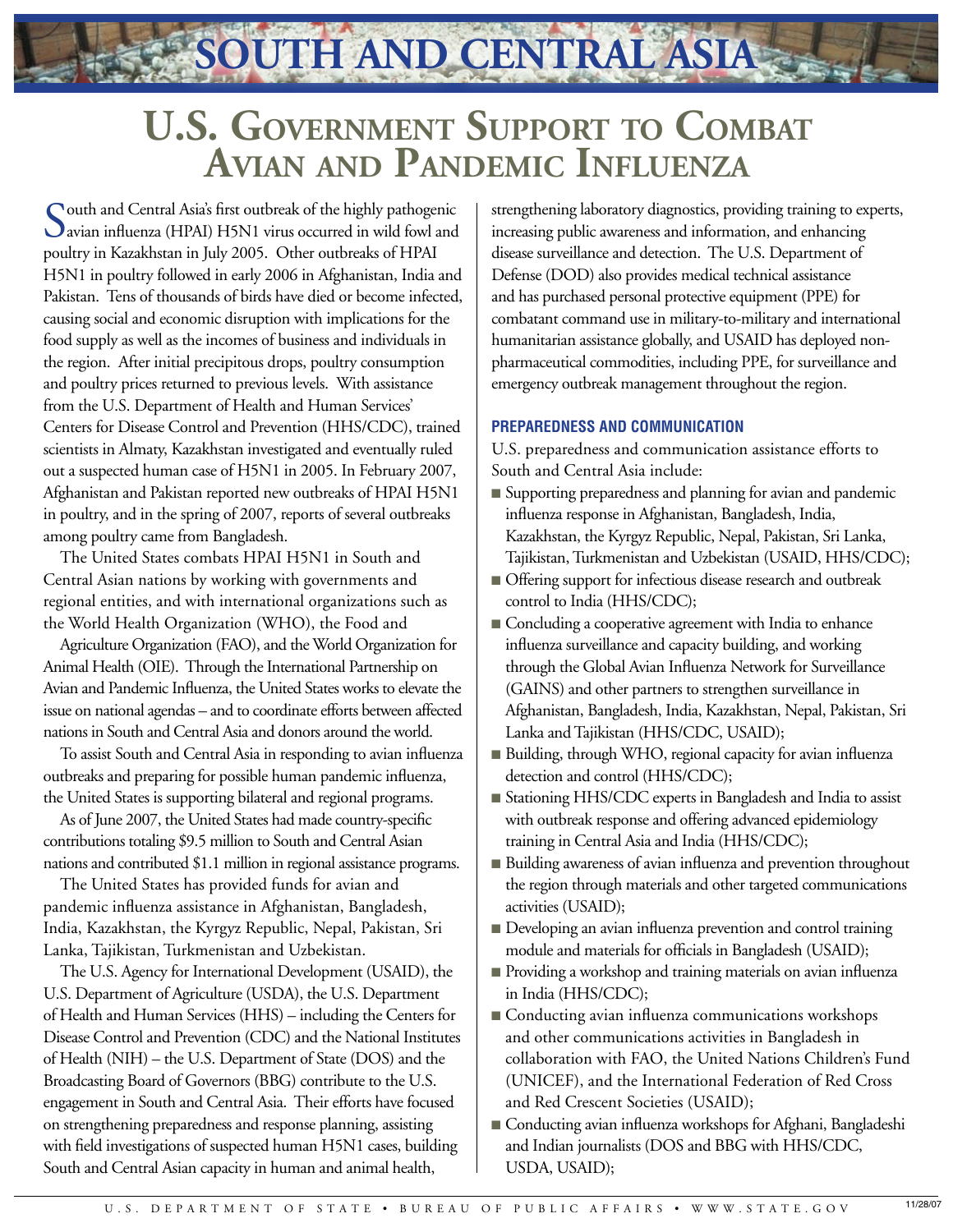# SOUTH AND CENTRAL ASIA

# U.S. Government Support to Combat Avian and Pandemic Influenza

South and Central Asia's first outbreak of the highly pathogenic avian influenza (HPAI) H5N1 virus occurred in wild fowl and poultry in Kazakhstan in July 2005. Other outbreaks of HPAI H5N1 in poultry followed in early 2006 in Afghanistan, India and Pakistan. Tens of thousands of birds have died or become infected, causing social and economic disruption with implications for the food supply as well as the incomes of business and individuals in the region. After initial precipitous drops, poultry consumption and poultry prices returned to previous levels. With assistance from the U.S. Department of Health and Human Services' Centers for Disease Control and Prevention (HHS/CDC), trained scientists in Almaty, Kazakhstan investigated and eventually ruled out a suspected human case of H5N1 in 2005. In February 2007, Afghanistan and Pakistan reported new outbreaks of HPAI H5N1 in poultry, and in the spring of 2007, reports of several outbreaks among poultry came from Bangladesh.

The United States combats HPAI H5N1 in South and Central Asian nations by working with governments and regional entities, and with international organizations such as the World Health Organization (WHO), the Food and Agriculture Organization (FAO), and the World Organization for Animal Health (OIE). Through the International Partnership on Avian and Pandemic Influenza, the United States works to elevate the issue on national agendas – and to coordinate efforts between affected nations in South and Central Asia and donors around the world.

To assist South and Central Asia in responding to avian influenza outbreaks and preparing for possible human pandemic influenza, the United States is supporting bilateral and regional programs.

As of June 2007, the United States had made country-specific contributions totaling $9.5 million to South and Central Asian nations and contributed $1.1 million in regional assistance programs.

The United States has provided funds for avian and pandemic influenza assistance in Afghanistan, Bangladesh, India, Kazakhstan, the Kyrgyz Republic, Nepal, Pakistan, Sri Lanka, Tajikistan, Turkmenistan and Uzbekistan.

The U.S. Agency for International Development (USAID), the U.S. Department of Agriculture (USDA), the U.S. Department of Health and Human Services (HHS) – including the Centers for Disease Control and Prevention (CDC) and the National Institutes of Health (NIH) – the U.S. Department of State (DOS) and the Broadcasting Board of Governors (BBG) contribute to the U.S. engagement in South and Central Asia. Their efforts have focused on strengthening preparedness and response planning, assisting with field investigations of suspected human H5N1 cases, building South and Central Asian capacity in human and animal health, strengthening laboratory diagnostics, providing training to experts, increasing public awareness and information, and enhancing disease surveillance and detection. The U.S. Department of Defense (DOD) also provides medical technical assistance and has purchased personal protective equipment (PPE) for combatant command use in military-to-military and international humanitarian assistance globally, and USAID has deployed non-pharmaceutical commodities, including PPE, for surveillance and emergency outbreak management throughout the region.

## PREPAREDNESS AND COMMUNICATION

U.S. preparedness and communication assistance efforts to South and Central Asia include:

- Supporting preparedness and planning for avian and pandemic influenza response in Afghanistan, Bangladesh, India, Kazakhstan, the Kyrgyz Republic, Nepal, Pakistan, Sri Lanka, Tajikistan, Turkmenistan and Uzbekistan (USAID, HHS/CDC);
- Offering support for infectious disease research and outbreak control to India (HHS/CDC);
- Concluding a cooperative agreement with India to enhance influenza surveillance and capacity building, and working through the Global Avian Influenza Network for Surveillance (GAINS) and other partners to strengthen surveillance in Afghanistan, Bangladesh, India, Kazakhstan, Nepal, Pakistan, Sri Lanka and Tajikistan (HHS/CDC, USAID);
- Building, through WHO, regional capacity for avian influenza detection and control (HHS/CDC);
- Stationing HHS/CDC experts in Bangladesh and India to assist with outbreak response and offering advanced epidemiology training in Central Asia and India (HHS/CDC);
- Building awareness of avian influenza and prevention throughout the region through materials and other targeted communications activities (USAID);
- Developing an avian influenza prevention and control training module and materials for officials in Bangladesh (USAID);
- Providing a workshop and training materials on avian influenza in India (HHS/CDC);
- Conducting avian influenza communications workshops and other communications activities in Bangladesh in collaboration with FAO, the United Nations Children's Fund (UNICEF), and the International Federation of Red Cross and Red Crescent Societies (USAID);
- Conducting avian influenza workshops for Afghani, Bangladeshi and Indian journalists (DOS and BBG with HHS/CDC, USDA, USAID);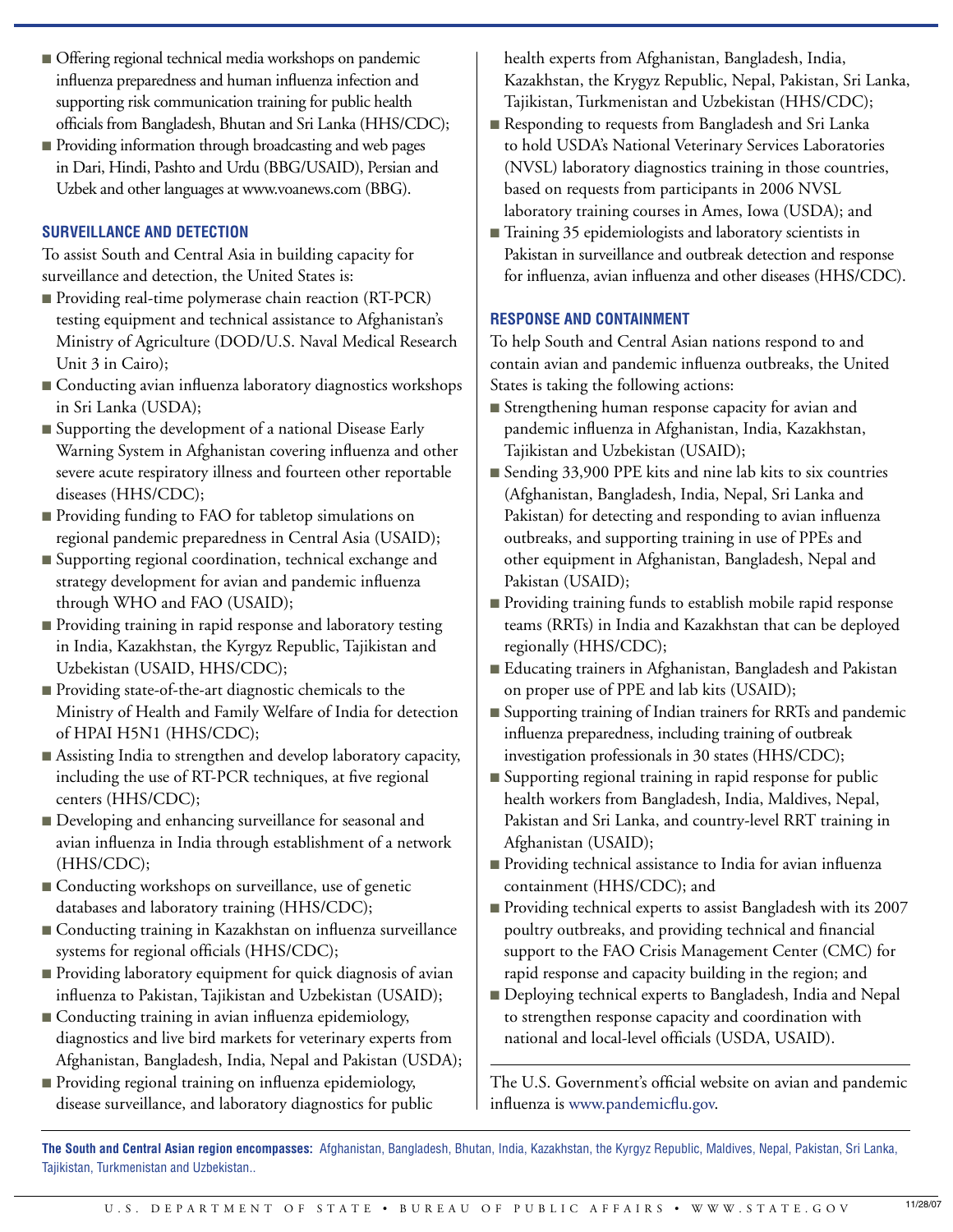- Offering regional technical media workshops on pandemic influenza preparedness and human influenza infection and supporting risk communication training for public health officials from Bangladesh, Bhutan and Sri Lanka (HHS/CDC);
- Providing information through broadcasting and web pages in Dari, Hindi, Pashto and Urdu (BBG/USAID), Persian and Uzbek and other languages at www.voanews.com (BBG).

### SURVEILLANCE AND DETECTION

To assist South and Central Asia in building capacity for surveillance and detection, the United States is:

- Providing real-time polymerase chain reaction (RT-PCR) testing equipment and technical assistance to Afghanistan's Ministry of Agriculture (DOD/U.S. Naval Medical Research Unit 3 in Cairo);
- Conducting avian influenza laboratory diagnostics workshops in Sri Lanka (USDA);
- Supporting the development of a national Disease Early Warning System in Afghanistan covering influenza and other severe acute respiratory illness and fourteen other reportable diseases (HHS/CDC);
- Providing funding to FAO for tabletop simulations on regional pandemic preparedness in Central Asia (USAID);
- Supporting regional coordination, technical exchange and strategy development for avian and pandemic influenza through WHO and FAO (USAID);
- Providing training in rapid response and laboratory testing in India, Kazakhstan, the Kyrgyz Republic, Tajikistan and Uzbekistan (USAID, HHS/CDC);
- Providing state-of-the-art diagnostic chemicals to the Ministry of Health and Family Welfare of India for detection of HPAI H5N1 (HHS/CDC);
- Assisting India to strengthen and develop laboratory capacity, including the use of RT-PCR techniques, at five regional centers (HHS/CDC);
- Developing and enhancing surveillance for seasonal and avian influenza in India through establishment of a network (HHS/CDC);
- Conducting workshops on surveillance, use of genetic databases and laboratory training (HHS/CDC);
- Conducting training in Kazakhstan on influenza surveillance systems for regional officials (HHS/CDC);
- Providing laboratory equipment for quick diagnosis of avian influenza to Pakistan, Tajikistan and Uzbekistan (USAID);
- Conducting training in avian influenza epidemiology, diagnostics and live bird markets for veterinary experts from Afghanistan, Bangladesh, India, Nepal and Pakistan (USDA);
- Providing regional training on influenza epidemiology, disease surveillance, and laboratory diagnostics for public health experts from Afghanistan, Bangladesh, India, Kazakhstan, the Krygyz Republic, Nepal, Pakistan, Sri Lanka, Tajikistan, Turkmenistan and Uzbekistan (HHS/CDC);
- Responding to requests from Bangladesh and Sri Lanka to hold USDA's National Veterinary Services Laboratories (NVSL) laboratory diagnostics training in those countries, based on requests from participants in 2006 NVSL laboratory training courses in Ames, Iowa (USDA); and
- Training 35 epidemiologists and laboratory scientists in Pakistan in surveillance and outbreak detection and response for influenza, avian influenza and other diseases (HHS/CDC).

### RESPONSE AND CONTAINMENT

To help South and Central Asian nations respond to and contain avian and pandemic influenza outbreaks, the United States is taking the following actions:

- Strengthening human response capacity for avian and pandemic influenza in Afghanistan, India, Kazakhstan, Tajikistan and Uzbekistan (USAID);
- Sending 33,900 PPE kits and nine lab kits to six countries (Afghanistan, Bangladesh, India, Nepal, Sri Lanka and Pakistan) for detecting and responding to avian influenza outbreaks, and supporting training in use of PPEs and other equipment in Afghanistan, Bangladesh, Nepal and Pakistan (USAID);
- Providing training funds to establish mobile rapid response teams (RRTs) in India and Kazakhstan that can be deployed regionally (HHS/CDC);
- Educating trainers in Afghanistan, Bangladesh and Pakistan on proper use of PPE and lab kits (USAID);
- Supporting training of Indian trainers for RRTs and pandemic influenza preparedness, including training of outbreak investigation professionals in 30 states (HHS/CDC);
- Supporting regional training in rapid response for public health workers from Bangladesh, India, Maldives, Nepal, Pakistan and Sri Lanka, and country-level RRT training in Afghanistan (USAID);
- Providing technical assistance to India for avian influenza containment (HHS/CDC); and
- Providing technical experts to assist Bangladesh with its 2007 poultry outbreaks, and providing technical and financial support to the FAO Crisis Management Center (CMC) for rapid response and capacity building in the region; and
- Deploying technical experts to Bangladesh, India and Nepal to strengthen response capacity and coordination with national and local-level officials (USDA, USAID).

The U.S. Government's official website on avian and pandemic influenza is www.pandemicflu.gov.

**The South and Central Asian region encompasses:** Afghanistan, Bangladesh, Bhutan, India, Kazakhstan, the Kyrgyz Republic, Maldives, Nepal, Pakistan, Sri Lanka, Tajikistan, Turkmenistan and Uzbekistan..

U.S. DEPARTMENT OF STATE • BUREAU OF PUBLIC AFFAIRS • WWW.STATE.GOV

11/28/07